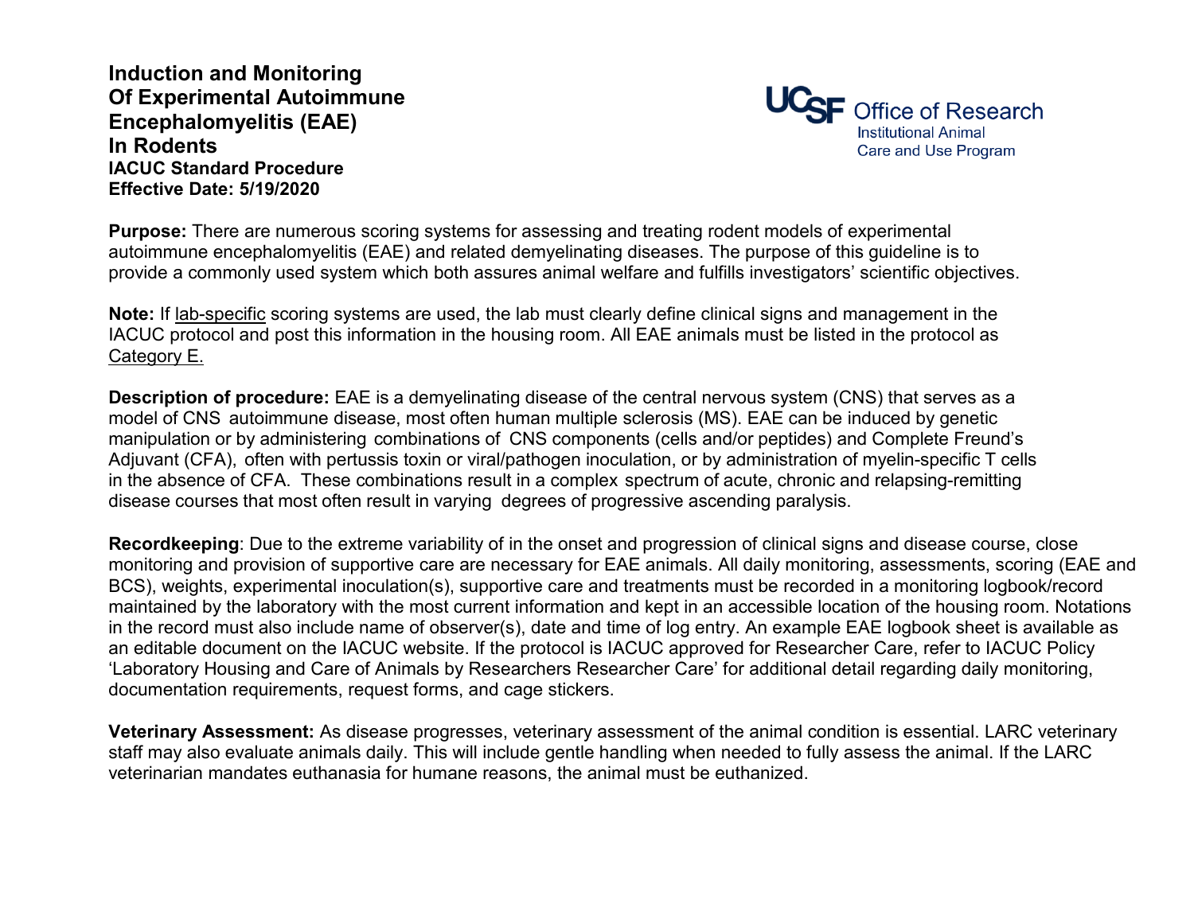# Induction and Monitoring Of Experimental Autoimmune Encephalomyelitis (EAE) In Rodents

**IACUC Standard Procedure**
**Effective Date: 5/19/2020**

UCSF Office of Research
Institutional Animal Care and Use Program

**Purpose:** There are numerous scoring systems for assessing and treating rodent models of experimental autoimmune encephalomyelitis (EAE) and related demyelinating diseases. The purpose of this guideline is to provide a commonly used system which both assures animal welfare and fulfills investigators' scientific objectives.

**Note:** If lab-specific scoring systems are used, the lab must clearly define clinical signs and management in the IACUC protocol and post this information in the housing room. All EAE animals must be listed in the protocol as Category E.

**Description of procedure:** EAE is a demyelinating disease of the central nervous system (CNS) that serves as a model of CNS autoimmune disease, most often human multiple sclerosis (MS). EAE can be induced by genetic manipulation or by administering combinations of CNS components (cells and/or peptides) and Complete Freund's Adjuvant (CFA), often with pertussis toxin or viral/pathogen inoculation, or by administration of myelin-specific T cells in the absence of CFA. These combinations result in a complex spectrum of acute, chronic and relapsing-remitting disease courses that most often result in varying degrees of progressive ascending paralysis.

**Recordkeeping**: Due to the extreme variability of in the onset and progression of clinical signs and disease course, close monitoring and provision of supportive care are necessary for EAE animals. All daily monitoring, assessments, scoring (EAE and BCS), weights, experimental inoculation(s), supportive care and treatments must be recorded in a monitoring logbook/record maintained by the laboratory with the most current information and kept in an accessible location of the housing room. Notations in the record must also include name of observer(s), date and time of log entry. An example EAE logbook sheet is available as an editable document on the IACUC website. If the protocol is IACUC approved for Researcher Care, refer to IACUC Policy 'Laboratory Housing and Care of Animals by Researchers Researcher Care' for additional detail regarding daily monitoring, documentation requirements, request forms, and cage stickers.

**Veterinary Assessment:** As disease progresses, veterinary assessment of the animal condition is essential. LARC veterinary staff may also evaluate animals daily. This will include gentle handling when needed to fully assess the animal. If the LARC veterinarian mandates euthanasia for humane reasons, the animal must be euthanized.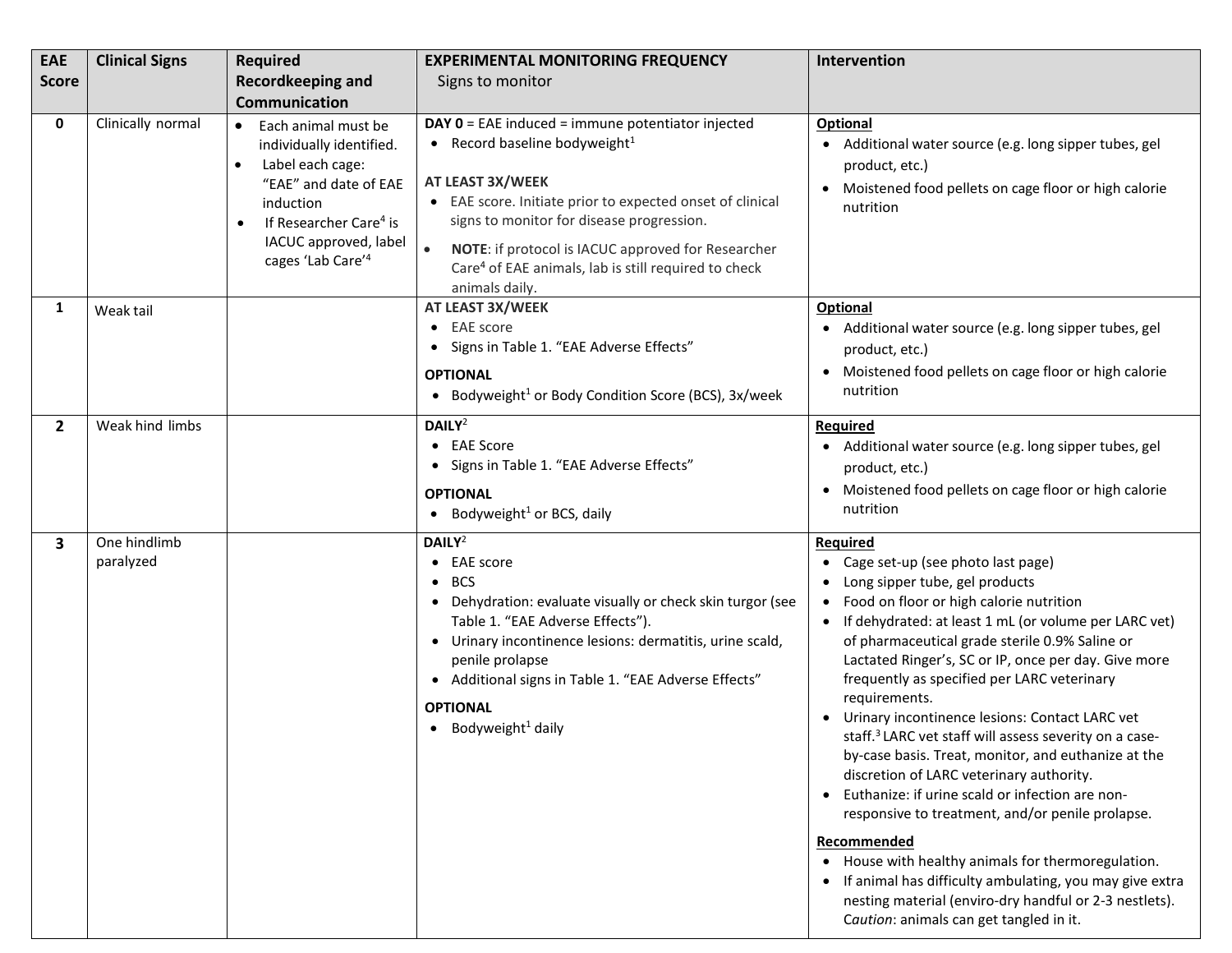| EAE Score | Clinical Signs | Required Recordkeeping and Communication | EXPERIMENTAL MONITORING FREQUENCY<br>Signs to monitor | Intervention |
|---|---|---|---|---|
| 0 | Clinically normal | • Each animal must be individually identified.<br>• Label each cage: "EAE" and date of EAE induction<br>• If Researcher Care[4] is IACUC approved, label cages 'Lab Care'[4] | **DAY 0** = EAE induced = immune potentiator injected<br>• Record baseline bodyweight[1]<br><br>**AT LEAST 3X/WEEK**<br>• EAE score. Initiate prior to expected onset of clinical signs to monitor for disease progression.<br>• **NOTE**: if protocol is IACUC approved for Researcher Care[4] of EAE animals, lab is still required to check animals daily. | **Optional**<br>• Additional water source (e.g. long sipper tubes, gel product, etc.)<br>• Moistened food pellets on cage floor or high calorie nutrition |
| 1 | Weak tail | | **AT LEAST 3X/WEEK**<br>• EAE score<br>• Signs in Table 1. "EAE Adverse Effects"<br><br>**OPTIONAL**<br>• Bodyweight[1] or Body Condition Score (BCS), 3x/week | **Optional**<br>• Additional water source (e.g. long sipper tubes, gel product, etc.)<br>• Moistened food pellets on cage floor or high calorie nutrition |
| 2 | Weak hind limbs | | **DAILY**[2]<br>• EAE Score<br>• Signs in Table 1. "EAE Adverse Effects"<br><br>**OPTIONAL**<br>• Bodyweight[1] or BCS, daily | **Required**<br>• Additional water source (e.g. long sipper tubes, gel product, etc.)<br>• Moistened food pellets on cage floor or high calorie nutrition |
| 3 | One hindlimb paralyzed | | **DAILY**[2]<br>• EAE score<br>• BCS<br>• Dehydration: evaluate visually or check skin turgor (see Table 1. "EAE Adverse Effects").<br>• Urinary incontinence lesions: dermatitis, urine scald, penile prolapse<br>• Additional signs in Table 1. "EAE Adverse Effects"<br><br>**OPTIONAL**<br>• Bodyweight[1] daily | **Required**<br>• Cage set-up (see photo last page)<br>• Long sipper tube, gel products<br>• Food on floor or high calorie nutrition<br>• If dehydrated: at least 1 mL (or volume per LARC vet) of pharmaceutical grade sterile 0.9% Saline or Lactated Ringer's, SC or IP, once per day. Give more frequently as specified per LARC veterinary requirements.<br>• Urinary incontinence lesions: Contact LARC vet staff.[3] LARC vet staff will assess severity on a case-by-case basis. Treat, monitor, and euthanize at the discretion of LARC veterinary authority.<br>• Euthanize: if urine scald or infection are non-responsive to treatment, and/or penile prolapse.<br><br>**Recommended**<br>• House with healthy animals for thermoregulation.<br>• If animal has difficulty ambulating, you may give extra nesting material (enviro-dry handful or 2-3 nestlets). *Caution*: animals can get tangled in it. |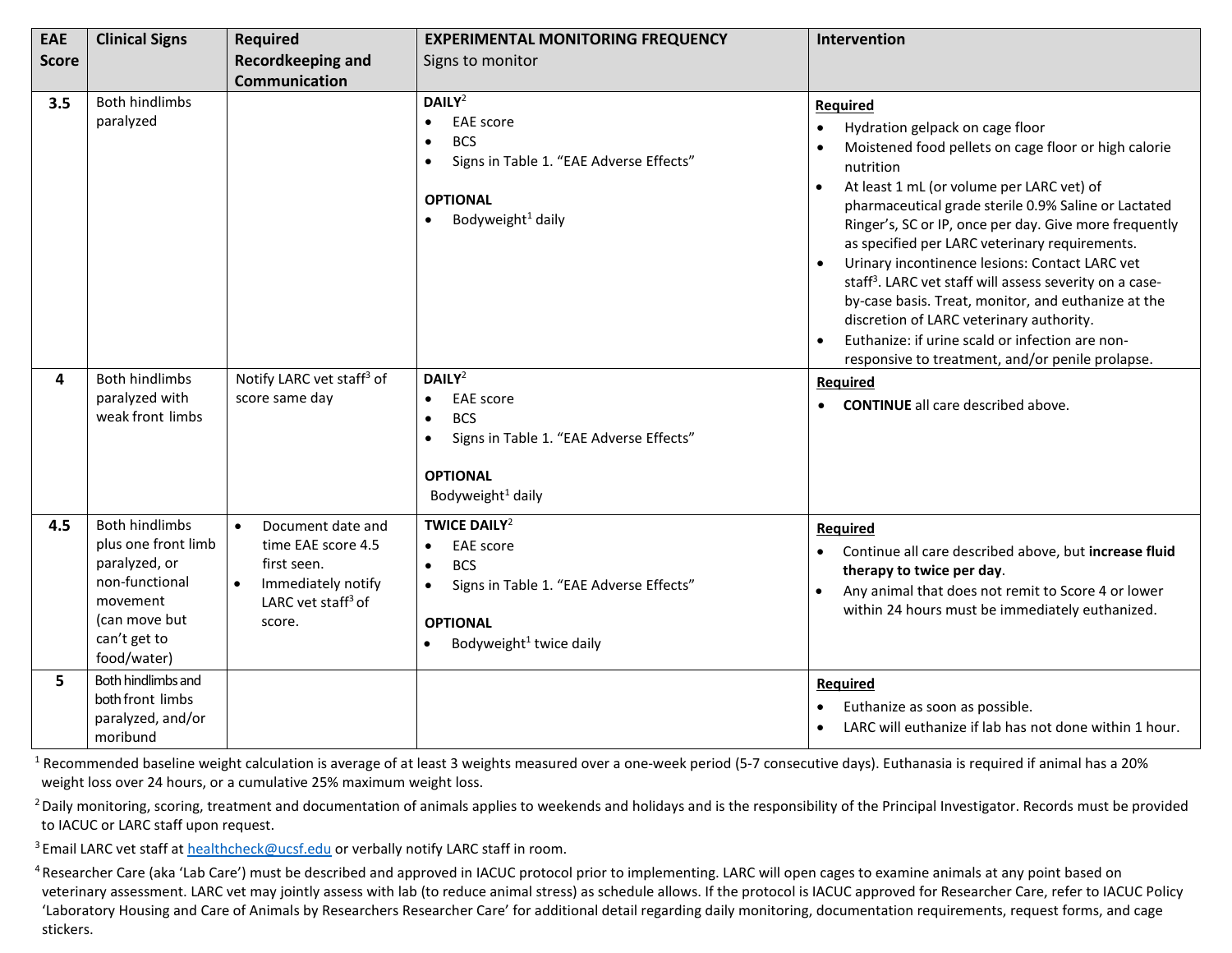| EAE Score | Clinical Signs | Required Recordkeeping and Communication | EXPERIMENTAL MONITORING FREQUENCY Signs to monitor | Intervention |
|---|---|---|---|---|
| **3.5** | Both hindlimbs paralyzed | | **DAILY**[2]<br>• EAE score<br>• BCS<br>• Signs in Table 1. "EAE Adverse Effects"<br><br>**OPTIONAL**<br>• Bodyweight[1] daily | **Required**<br>• Hydration gelpack on cage floor<br>• Moistened food pellets on cage floor or high calorie nutrition<br>• At least 1 mL (or volume per LARC vet) of pharmaceutical grade sterile 0.9% Saline or Lactated Ringer's, SC or IP, once per day. Give more frequently as specified per LARC veterinary requirements.<br>• Urinary incontinence lesions: Contact LARC vet staff[3]. LARC vet staff will assess severity on a case-by-case basis. Treat, monitor, and euthanize at the discretion of LARC veterinary authority.<br>• Euthanize: if urine scald or infection are non-responsive to treatment, and/or penile prolapse. |
| **4** | Both hindlimbs paralyzed with weak front limbs | Notify LARC vet staff[3] of score same day | **DAILY**[2]<br>• EAE score<br>• BCS<br>• Signs in Table 1. "EAE Adverse Effects"<br><br>**OPTIONAL**<br>Bodyweight[1] daily | **Required**<br>• **CONTINUE** all care described above. |
| **4.5** | Both hindlimbs plus one front limb paralyzed, or non-functional movement (can move but can't get to food/water) | • Document date and time EAE score 4.5 first seen.<br>• Immediately notify LARC vet staff[3] of score. | **TWICE DAILY**[2]<br>• EAE score<br>• BCS<br>• Signs in Table 1. "EAE Adverse Effects"<br><br>**OPTIONAL**<br>• Bodyweight[1] twice daily | **Required**<br>• Continue all care described above, but **increase fluid therapy to twice per day**.<br>• Any animal that does not remit to Score 4 or lower within 24 hours must be immediately euthanized. |
| **5** | Both hindlimbs and both front limbs paralyzed, and/or moribund | | | **Required**<br>• Euthanize as soon as possible.<br>• LARC will euthanize if lab has not done within 1 hour. |

[1] Recommended baseline weight calculation is average of at least 3 weights measured over a one-week period (5-7 consecutive days). Euthanasia is required if animal has a 20% weight loss over 24 hours, or a cumulative 25% maximum weight loss.

[2] Daily monitoring, scoring, treatment and documentation of animals applies to weekends and holidays and is the responsibility of the Principal Investigator. Records must be provided to IACUC or LARC staff upon request.

[3] Email LARC vet staff at healthcheck@ucsf.edu or verbally notify LARC staff in room.

[4] Researcher Care (aka 'Lab Care') must be described and approved in IACUC protocol prior to implementing. LARC will open cages to examine animals at any point based on veterinary assessment. LARC vet may jointly assess with lab (to reduce animal stress) as schedule allows. If the protocol is IACUC approved for Researcher Care, refer to IACUC Policy 'Laboratory Housing and Care of Animals by Researchers Researcher Care' for additional detail regarding daily monitoring, documentation requirements, request forms, and cage stickers.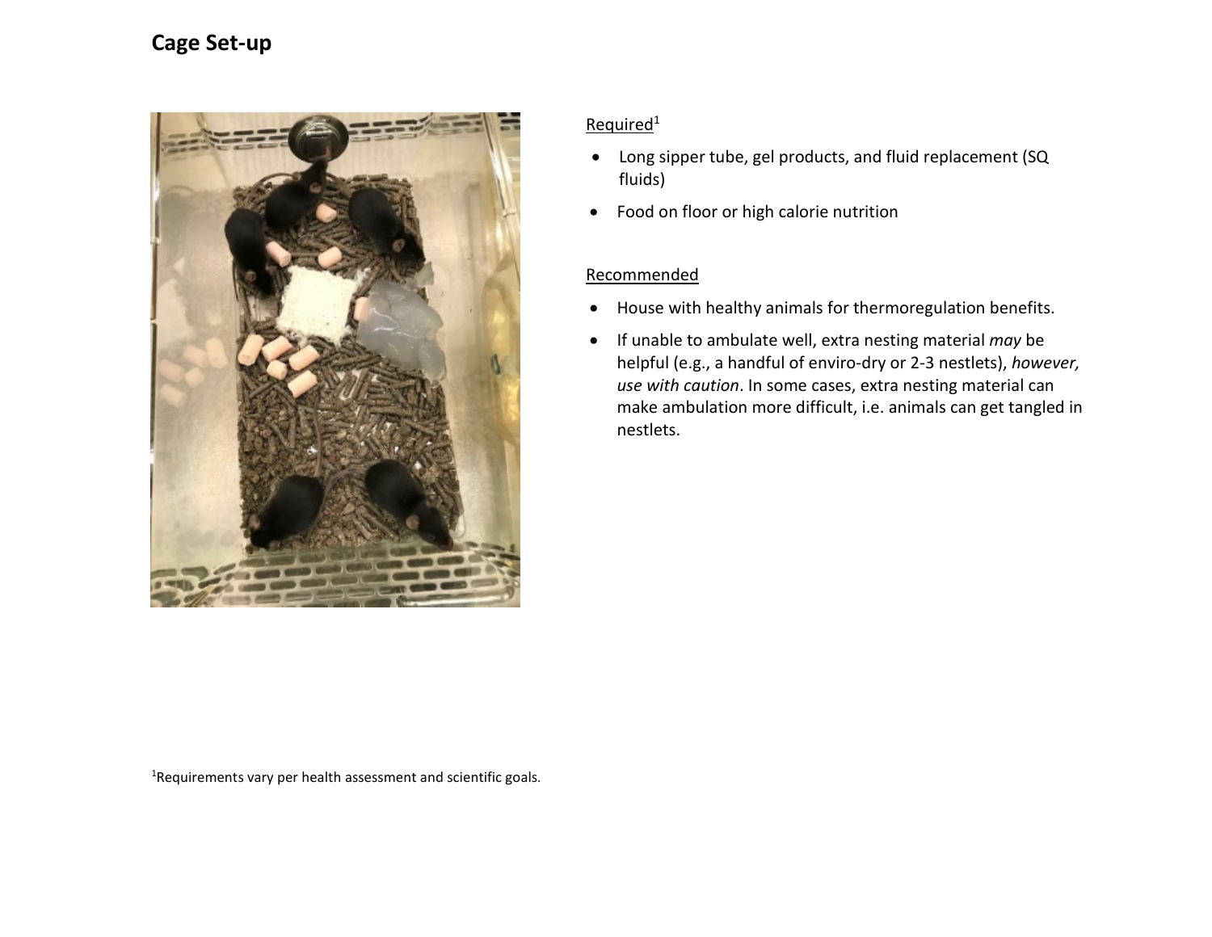# Cage Set-up

Required[1]

- Long sipper tube, gel products, and fluid replacement (SQ fluids)
- Food on floor or high calorie nutrition

Recommended

- House with healthy animals for thermoregulation benefits.
- If unable to ambulate well, extra nesting material *may* be helpful (e.g., a handful of enviro-dry or 2-3 nestlets), *however, use with caution*. In some cases, extra nesting material can make ambulation more difficult, i.e. animals can get tangled in nestlets.

[1]Requirements vary per health assessment and scientific goals.